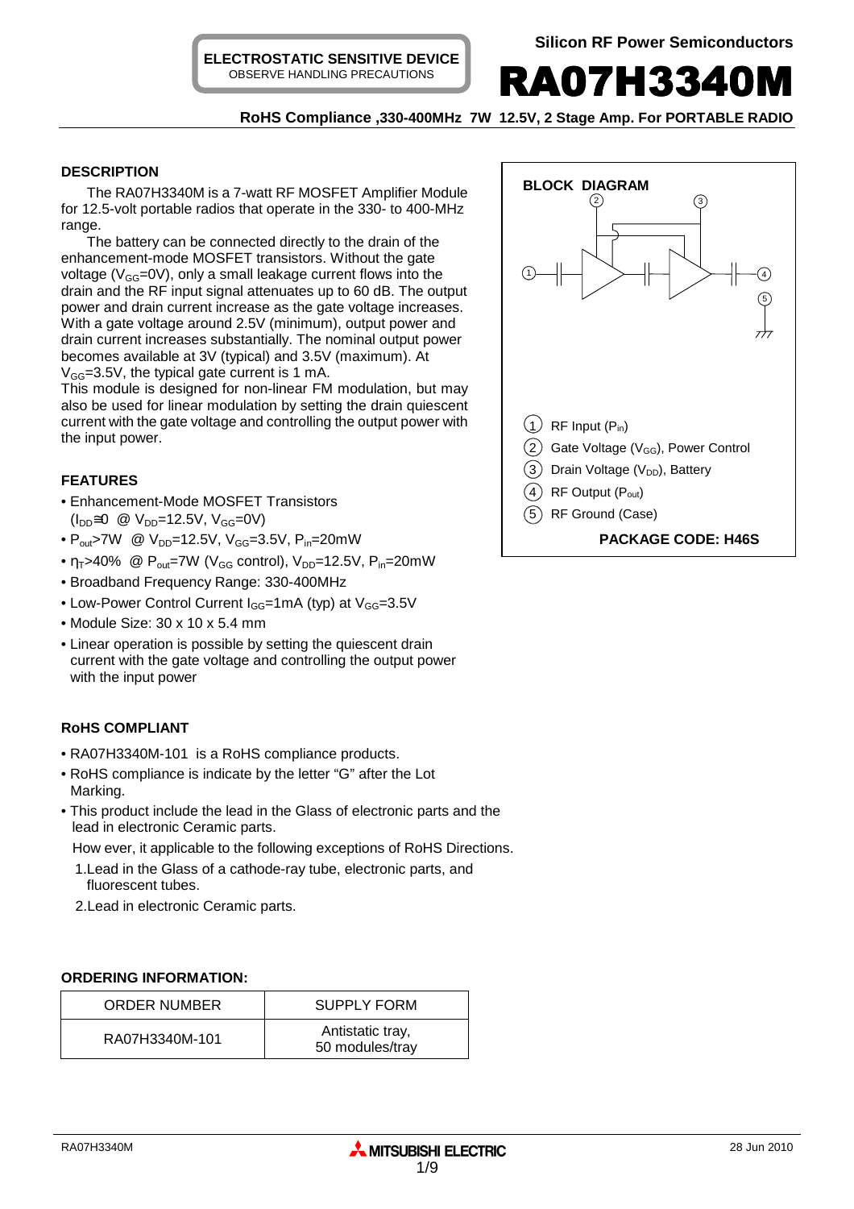ELECTROSTATIC SENSITIVE DEVICE
OBSERVE HANDLING PRECAUTIONS

Silicon RF Power Semiconductors

# RA07H3340M

**RoHS Compliance ,330-400MHz 7W 12.5V, 2 Stage Amp. For PORTABLE RADIO**

## DESCRIPTION

The RA07H3340M is a 7-watt RF MOSFET Amplifier Module for 12.5-volt portable radios that operate in the 330- to 400-MHz range.

The battery can be connected directly to the drain of the enhancement-mode MOSFET transistors. Without the gate voltage ($V_{GG}$=0V), only a small leakage current flows into the drain and the RF input signal attenuates up to 60 dB. The output power and drain current increase as the gate voltage increases. With a gate voltage around 2.5V (minimum), output power and drain current increases substantially. The nominal output power becomes available at 3V (typical) and 3.5V (maximum). At $V_{GG}$=3.5V, the typical gate current is 1 mA.

This module is designed for non-linear FM modulation, but may also be used for linear modulation by setting the drain quiescent current with the gate voltage and controlling the output power with the input power.

## FEATURES

- Enhancement-Mode MOSFET Transistors ($I_{DD}$≅0 @ $V_{DD}$=12.5V, $V_{GG}$=0V)
- $P_{out}$>7W @ $V_{DD}$=12.5V, $V_{GG}$=3.5V, $P_{in}$=20mW
- $\eta_T$>40% @ $P_{out}$=7W ($V_{GG}$ control), $V_{DD}$=12.5V, $P_{in}$=20mW
- Broadband Frequency Range: 330-400MHz
- Low-Power Control Current $I_{GG}$=1mA (typ) at $V_{GG}$=3.5V
- Module Size: 30 x 10 x 5.4 mm
- Linear operation is possible by setting the quiescent drain current with the gate voltage and controlling the output power with the input power

## RoHS COMPLIANT

- RA07H3340M-101 is a RoHS compliance products.
- RoHS compliance is indicate by the letter "G" after the Lot Marking.
- This product include the lead in the Glass of electronic parts and the lead in electronic Ceramic parts.

How ever, it applicable to the following exceptions of RoHS Directions.

1. Lead in the Glass of a cathode-ray tube, electronic parts, and fluorescent tubes.
2. Lead in electronic Ceramic parts.

## BLOCK DIAGRAM

1. RF Input ($P_{in}$)
2. Gate Voltage ($V_{GG}$), Power Control
3. Drain Voltage ($V_{DD}$), Battery
4. RF Output ($P_{out}$)
5. RF Ground (Case)

**PACKAGE CODE: H46S**

## ORDERING INFORMATION:

| ORDER NUMBER | SUPPLY FORM |
|---|---|
| RA07H3340M-101 | Antistatic tray, 50 modules/tray |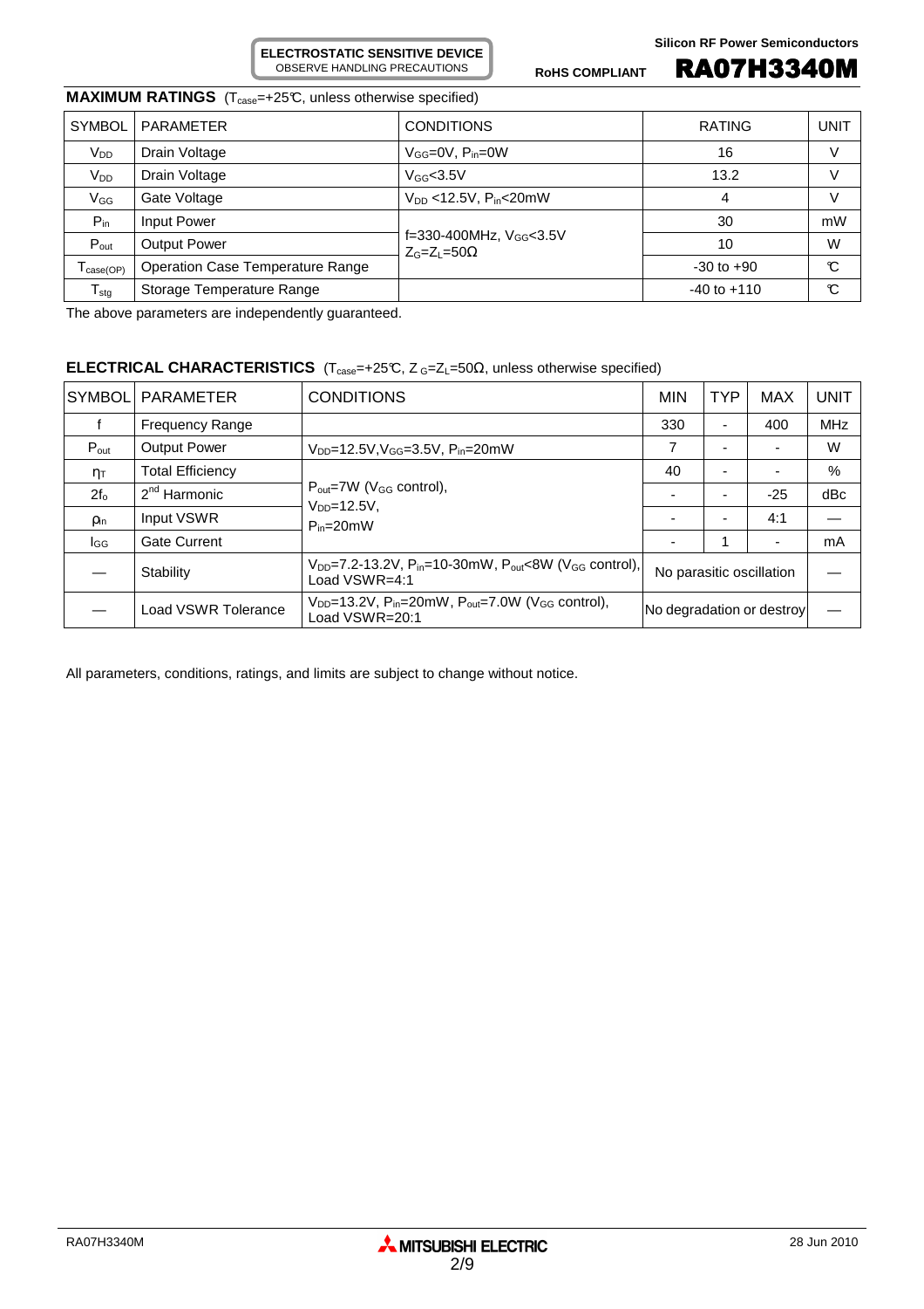## MAXIMUM RATINGS ($T_{case}$=+25℃, unless otherwise specified)

| SYMBOL | PARAMETER | CONDITIONS | RATING | UNIT |
|---|---|---|---|---|
| $V_{DD}$ | Drain Voltage | $V_{GG}$=0V, $P_{in}$=0W | 16 | V |
| $V_{DD}$ | Drain Voltage | $V_{GG}$<3.5V | 13.2 | V |
| $V_{GG}$ | Gate Voltage | $V_{DD}$ <12.5V, $P_{in}$<20mW | 4 | V |
| $P_{in}$ | Input Power | f=330-400MHz, $V_{GG}$<3.5V $Z_G$=$Z_L$=50Ω | 30 | mW |
| $P_{out}$ | Output Power | | 10 | W |
| $T_{case(OP)}$ | Operation Case Temperature Range | | -30 to +90 | ℃ |
| $T_{stg}$ | Storage Temperature Range | | -40 to +110 | ℃ |

The above parameters are independently guaranteed.

## ELECTRICAL CHARACTERISTICS ($T_{case}$=+25℃, $Z_G$=$Z_L$=50Ω, unless otherwise specified)

| SYMBOL | PARAMETER | CONDITIONS | MIN | TYP | MAX | UNIT |
|---|---|---|---|---|---|---|
| f | Frequency Range | | 330 | - | 400 | MHz |
| $P_{out}$ | Output Power | $V_{DD}$=12.5V, $V_{GG}$=3.5V, $P_{in}$=20mW | 7 | - | - | W |
| $\eta_T$ | Total Efficiency | $P_{out}$=7W ($V_{GG}$ control), $V_{DD}$=12.5V, $P_{in}$=20mW | 40 | - | - | % |
| $2f_o$ | 2nd Harmonic | | - | - | -25 | dBc |
| $\rho_{in}$ | Input VSWR | | - | - | 4:1 | — |
| $I_{GG}$ | Gate Current | | - | 1 | - | mA |
| — | Stability | $V_{DD}$=7.2-13.2V, $P_{in}$=10-30mW, $P_{out}$<8W ($V_{GG}$ control), Load VSWR=4:1 | No parasitic oscillation | | | — |
| — | Load VSWR Tolerance | $V_{DD}$=13.2V, $P_{in}$=20mW, $P_{out}$=7.0W ($V_{GG}$ control), Load VSWR=20:1 | No degradation or destroy | | | — |

All parameters, conditions, ratings, and limits are subject to change without notice.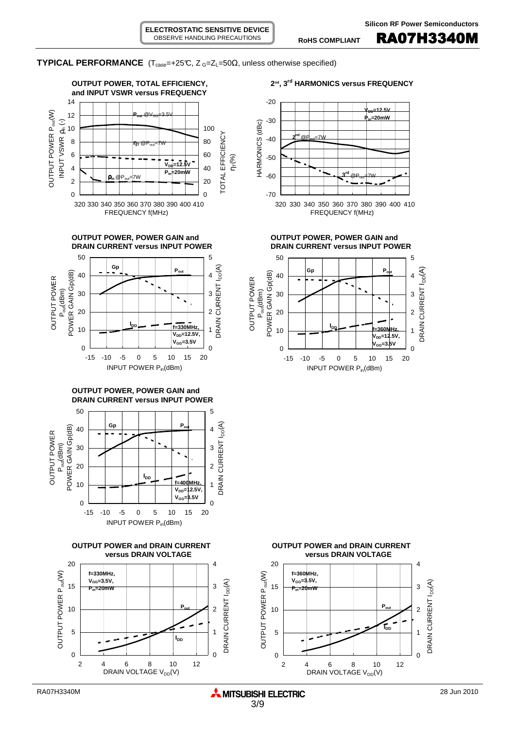## TYPICAL PERFORMANCE ($T_{case}$=+25°C, $Z_G$=$Z_L$=50Ω, unless otherwise specified)

**OUTPUT POWER, TOTAL EFFICIENCY, and INPUT VSWR versus FREQUENCY**

$P_{out}$ @$V_{GG}$=3.5V

$\eta_T$ @$P_{out}$=7W

$\rho_{in}$ @$P_{out}$=7W

$V_{DD}$=12.5V
$P_{in}$=20mW

OUTPUT POWER $P_{out}$(W), INPUT VSWR $\rho_{in}$ (-) / TOTAL EFFICIENCY $\eta_T$(%) vs. FREQUENCY f(MHz)

**2nd, 3rd HARMONICS versus FREQUENCY**

$V_{DD}$=12.5V
$P_{in}$=20mW

2nd @$P_{out}$=7W

3rd @$P_{out}$=7W

HARMONICS (dBc) vs. FREQUENCY f(MHz)

**OUTPUT POWER, POWER GAIN and DRAIN CURRENT versus INPUT POWER**

f=330MHz,
$V_{DD}$=12.5V,
$V_{GG}$=3.5V

OUTPUT POWER $P_{out}$(dBm), POWER GAIN Gp(dB) / DRAIN CURRENT $I_{DD}$(A) vs. INPUT POWER $P_{in}$(dBm)

**OUTPUT POWER, POWER GAIN and DRAIN CURRENT versus INPUT POWER**

f=360MHz,
$V_{DD}$=12.5V,
$V_{GG}$=3.5V

OUTPUT POWER $P_{out}$(dBm), POWER GAIN Gp(dB) / DRAIN CURRENT $I_{DD}$(A) vs. INPUT POWER $P_{in}$(dBm)

**OUTPUT POWER, POWER GAIN and DRAIN CURRENT versus INPUT POWER**

f=400MHz,
$V_{DD}$=12.5V,
$V_{GG}$=3.5V

OUTPUT POWER $P_{out}$(dBm), POWER GAIN Gp(dB) / DRAIN CURRENT $I_{DD}$(A) vs. INPUT POWER $P_{in}$(dBm)

**OUTPUT POWER and DRAIN CURRENT versus DRAIN VOLTAGE**

f=330MHz,
$V_{GG}$=3.5V,
$P_{in}$=20mW

OUTPUT POWER $P_{out}$(W) / DRAIN CURRENT $I_{DD}$(A) vs. DRAIN VOLTAGE $V_{DD}$(V)

**OUTPUT POWER and DRAIN CURRENT versus DRAIN VOLTAGE**

f=360MHz,
$V_{GG}$=3.5V,
$P_{in}$=20mW

OUTPUT POWER $P_{out}$(W) / DRAIN CURRENT $I_{DD}$(A) vs. DRAIN VOLTAGE $V_{DD}$(V)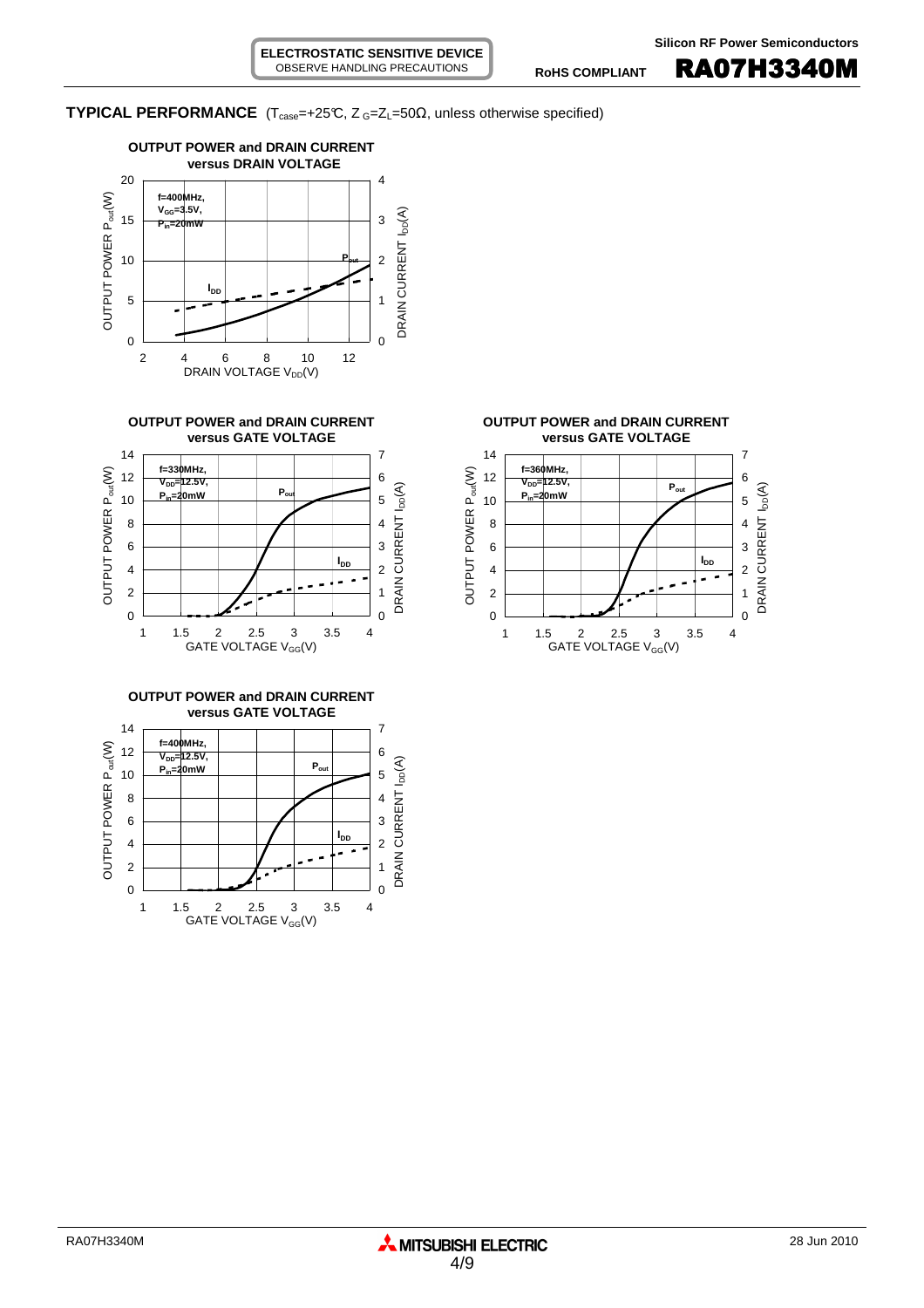## TYPICAL PERFORMANCE ($T_{case}$=+25°C, $Z_G$=$Z_L$=50Ω, unless otherwise specified)

**OUTPUT POWER and DRAIN CURRENT versus DRAIN VOLTAGE**

f=400MHz, $V_{GG}$=3.5V, $P_{in}$=20mW

**OUTPUT POWER and DRAIN CURRENT versus GATE VOLTAGE**

f=330MHz, $V_{DD}$=12.5V, $P_{in}$=20mW

**OUTPUT POWER and DRAIN CURRENT versus GATE VOLTAGE**

f=360MHz, $V_{DD}$=12.5V, $P_{in}$=20mW

**OUTPUT POWER and DRAIN CURRENT versus GATE VOLTAGE**

f=400MHz, $V_{DD}$=12.5V, $P_{in}$=20mW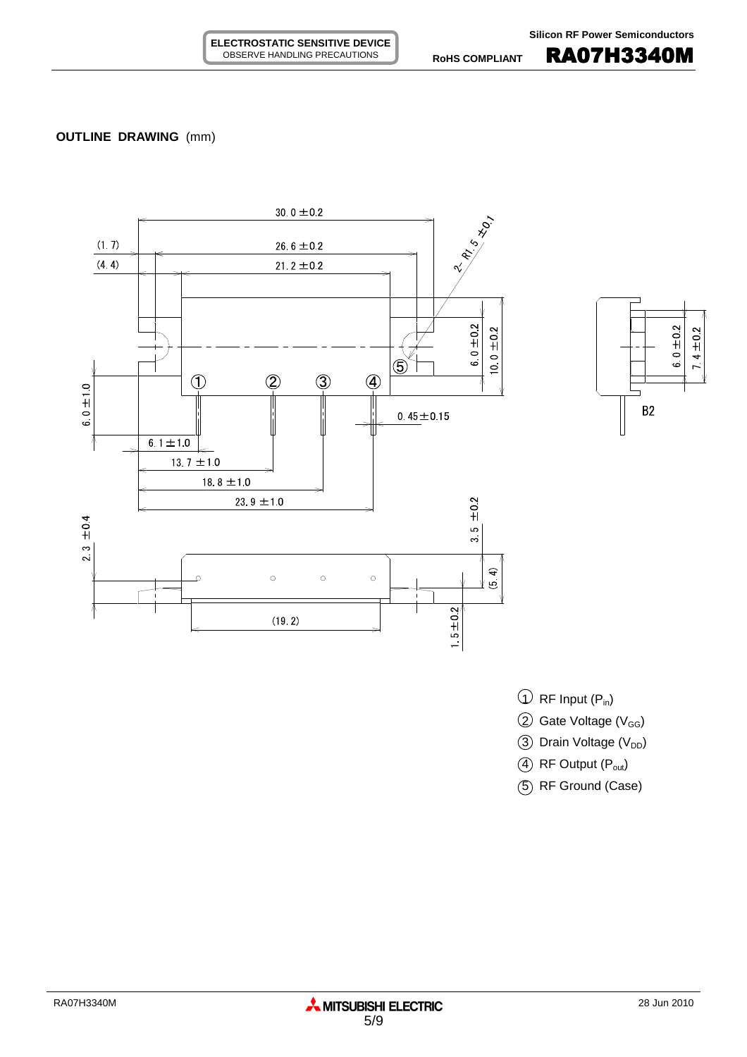## OUTLINE DRAWING (mm)

① RF Input ($P_{in}$)

② Gate Voltage ($V_{GG}$)

③ Drain Voltage ($V_{DD}$)

④ RF Output ($P_{out}$)

⑤ RF Ground (Case)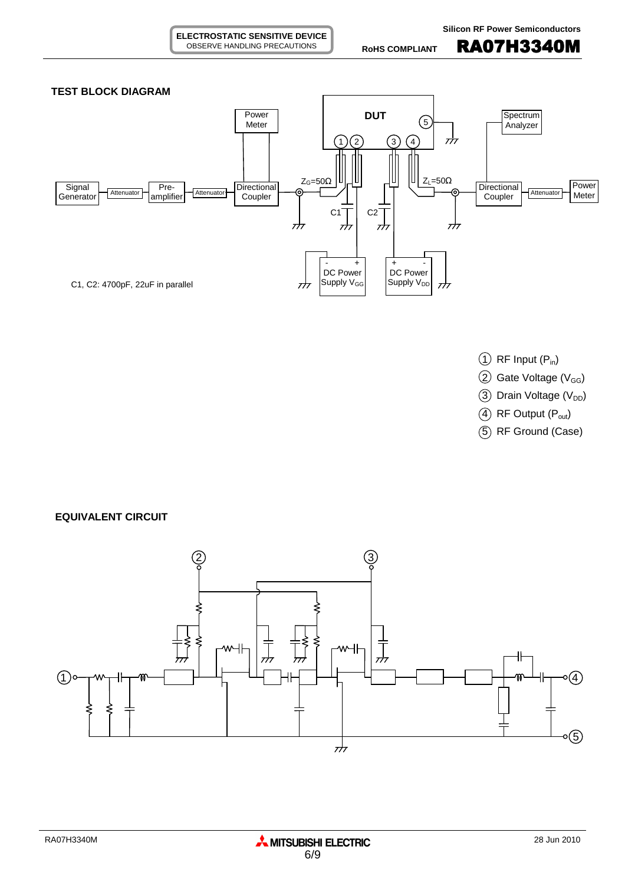## TEST BLOCK DIAGRAM

C1, C2: 4700pF, 22uF in parallel

① RF Input ($P_{in}$)
② Gate Voltage ($V_{GG}$)
③ Drain Voltage ($V_{DD}$)
④ RF Output ($P_{out}$)
⑤ RF Ground (Case)

## EQUIVALENT CIRCUIT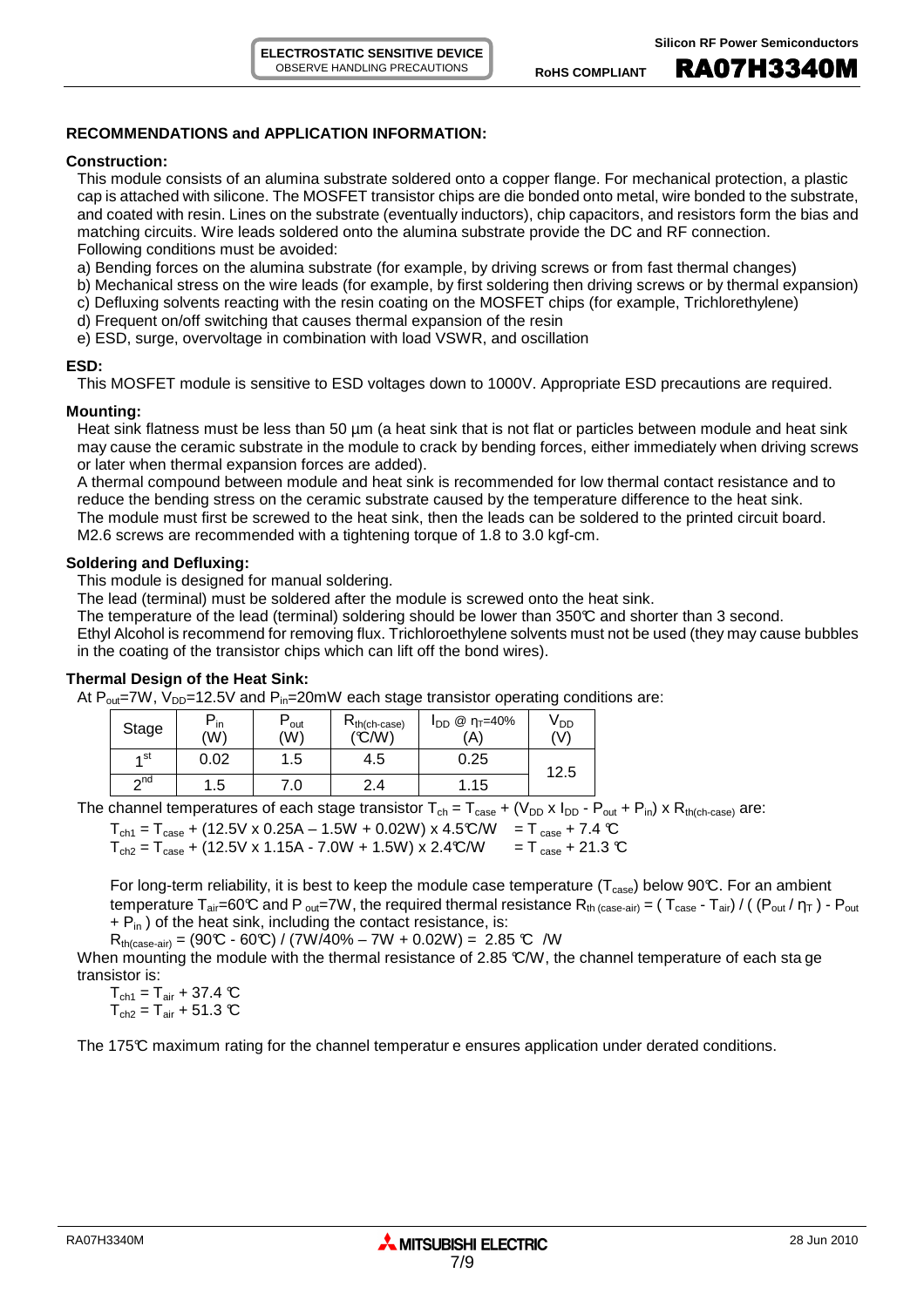## RECOMMENDATIONS and APPLICATION INFORMATION:

### Construction:

This module consists of an alumina substrate soldered onto a copper flange. For mechanical protection, a plastic cap is attached with silicone. The MOSFET transistor chips are die bonded onto metal, wire bonded to the substrate, and coated with resin. Lines on the substrate (eventually inductors), chip capacitors, and resistors form the bias and matching circuits. Wire leads soldered onto the alumina substrate provide the DC and RF connection.
Following conditions must be avoided:

a) Bending forces on the alumina substrate (for example, by driving screws or from fast thermal changes)
b) Mechanical stress on the wire leads (for example, by first soldering then driving screws or by thermal expansion)
c) Defluxing solvents reacting with the resin coating on the MOSFET chips (for example, Trichlorethylene)
d) Frequent on/off switching that causes thermal expansion of the resin
e) ESD, surge, overvoltage in combination with load VSWR, and oscillation

### ESD:

This MOSFET module is sensitive to ESD voltages down to 1000V. Appropriate ESD precautions are required.

### Mounting:

Heat sink flatness must be less than 50 µm (a heat sink that is not flat or particles between module and heat sink may cause the ceramic substrate in the module to crack by bending forces, either immediately when driving screws or later when thermal expansion forces are added).
A thermal compound between module and heat sink is recommended for low thermal contact resistance and to reduce the bending stress on the ceramic substrate caused by the temperature difference to the heat sink.
The module must first be screwed to the heat sink, then the leads can be soldered to the printed circuit board.
M2.6 screws are recommended with a tightening torque of 1.8 to 3.0 kgf-cm.

### Soldering and Defluxing:

This module is designed for manual soldering.
The lead (terminal) must be soldered after the module is screwed onto the heat sink.
The temperature of the lead (terminal) soldering should be lower than 350℃ and shorter than 3 second.
Ethyl Alcohol is recommend for removing flux. Trichloroethylene solvents must not be used (they may cause bubbles in the coating of the transistor chips which can lift off the bond wires).

### Thermal Design of the Heat Sink:

At $P_{out}$=7W, $V_{DD}$=12.5V and $P_{in}$=20mW each stage transistor operating conditions are:

| Stage | $P_{in}$ (W) | $P_{out}$ (W) | $R_{th(ch-case)}$ (℃/W) | $I_{DD}$ @ $\eta_T$=40% (A) | $V_{DD}$ (V) |
|---|---|---|---|---|---|
| 1st | 0.02 | 1.5 | 4.5 | 0.25 | 12.5 |
| 2nd | 1.5 | 7.0 | 2.4 | 1.15 | |

The channel temperatures of each stage transistor $T_{ch} = T_{case} + (V_{DD} \times I_{DD} - P_{out} + P_{in}) \times R_{th(ch-case)}$ are:

$T_{ch1} = T_{case} + (12.5V \times 0.25A - 1.5W + 0.02W) \times 4.5℃/W = T_{case} + 7.4 ℃$
$T_{ch2} = T_{case} + (12.5V \times 1.15A - 7.0W + 1.5W) \times 2.4℃/W = T_{case} + 21.3 ℃$

For long-term reliability, it is best to keep the module case temperature ($T_{case}$) below 90℃. For an ambient temperature $T_{air}$=60℃ and $P_{out}$=7W, the required thermal resistance $R_{th(case-air)} = (T_{case} - T_{air}) / ((P_{out} / \eta_T) - P_{out} + P_{in})$ of the heat sink, including the contact resistance, is:

$R_{th(case-air)} = (90℃ - 60℃) / (7W/40\% - 7W + 0.02W) = 2.85 ℃/W$

When mounting the module with the thermal resistance of 2.85 ℃/W, the channel temperature of each stage transistor is:

$T_{ch1} = T_{air} + 37.4 ℃$
$T_{ch2} = T_{air} + 51.3 ℃$

The 175℃ maximum rating for the channel temperature ensures application under derated conditions.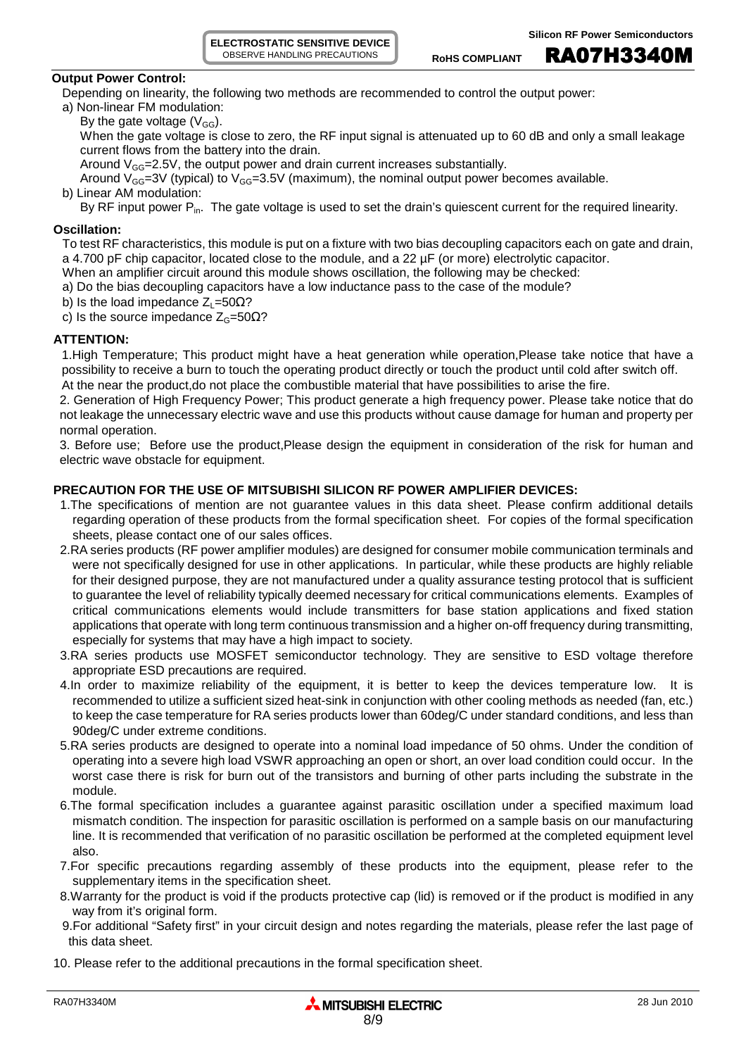**Output Power Control:**

Depending on linearity, the following two methods are recommended to control the output power:

a) Non-linear FM modulation:

By the gate voltage ($V_{GG}$).

When the gate voltage is close to zero, the RF input signal is attenuated up to 60 dB and only a small leakage current flows from the battery into the drain.

Around $V_{GG}$=2.5V, the output power and drain current increases substantially.

Around $V_{GG}$=3V (typical) to $V_{GG}$=3.5V (maximum), the nominal output power becomes available.

b) Linear AM modulation:

By RF input power $P_{in}$. The gate voltage is used to set the drain's quiescent current for the required linearity.

**Oscillation:**

To test RF characteristics, this module is put on a fixture with two bias decoupling capacitors each on gate and drain, a 4.700 pF chip capacitor, located close to the module, and a 22 µF (or more) electrolytic capacitor.

When an amplifier circuit around this module shows oscillation, the following may be checked:

a) Do the bias decoupling capacitors have a low inductance pass to the case of the module?

b) Is the load impedance $Z_L$=50Ω?

c) Is the source impedance $Z_G$=50Ω?

**ATTENTION:**

1.High Temperature; This product might have a heat generation while operation,Please take notice that have a possibility to receive a burn to touch the operating product directly or touch the product until cold after switch off. At the near the product,do not place the combustible material that have possibilities to arise the fire.

2. Generation of High Frequency Power; This product generate a high frequency power. Please take notice that do not leakage the unnecessary electric wave and use this products without cause damage for human and property per normal operation.

3. Before use; Before use the product,Please design the equipment in consideration of the risk for human and electric wave obstacle for equipment.

**PRECAUTION FOR THE USE OF MITSUBISHI SILICON RF POWER AMPLIFIER DEVICES:**

1. The specifications of mention are not guarantee values in this data sheet. Please confirm additional details regarding operation of these products from the formal specification sheet. For copies of the formal specification sheets, please contact one of our sales offices.
2. RA series products (RF power amplifier modules) are designed for consumer mobile communication terminals and were not specifically designed for use in other applications. In particular, while these products are highly reliable for their designed purpose, they are not manufactured under a quality assurance testing protocol that is sufficient to guarantee the level of reliability typically deemed necessary for critical communications elements. Examples of critical communications elements would include transmitters for base station applications and fixed station applications that operate with long term continuous transmission and a higher on-off frequency during transmitting, especially for systems that may have a high impact to society.
3. RA series products use MOSFET semiconductor technology. They are sensitive to ESD voltage therefore appropriate ESD precautions are required.
4. In order to maximize reliability of the equipment, it is better to keep the devices temperature low. It is recommended to utilize a sufficient sized heat-sink in conjunction with other cooling methods as needed (fan, etc.) to keep the case temperature for RA series products lower than 60deg/C under standard conditions, and less than 90deg/C under extreme conditions.
5. RA series products are designed to operate into a nominal load impedance of 50 ohms. Under the condition of operating into a severe high load VSWR approaching an open or short, an over load condition could occur. In the worst case there is risk for burn out of the transistors and burning of other parts including the substrate in the module.
6. The formal specification includes a guarantee against parasitic oscillation under a specified maximum load mismatch condition. The inspection for parasitic oscillation is performed on a sample basis on our manufacturing line. It is recommended that verification of no parasitic oscillation be performed at the completed equipment level also.
7. For specific precautions regarding assembly of these products into the equipment, please refer to the supplementary items in the specification sheet.
8. Warranty for the product is void if the products protective cap (lid) is removed or if the product is modified in any way from it's original form.
9. For additional "Safety first" in your circuit design and notes regarding the materials, please refer the last page of this data sheet.
10. Please refer to the additional precautions in the formal specification sheet.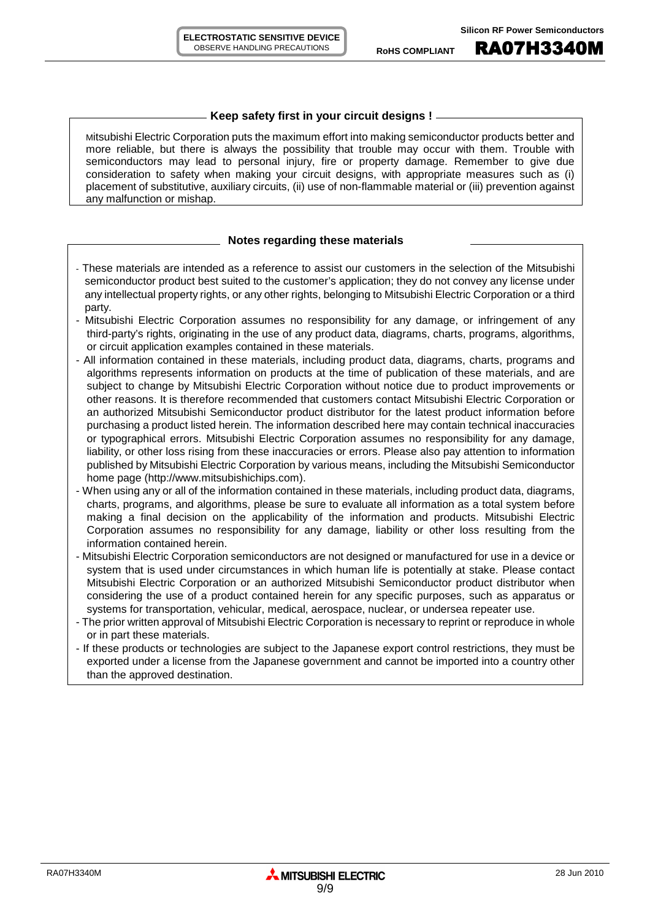## Keep safety first in your circuit designs !

Mitsubishi Electric Corporation puts the maximum effort into making semiconductor products better and more reliable, but there is always the possibility that trouble may occur with them. Trouble with semiconductors may lead to personal injury, fire or property damage. Remember to give due consideration to safety when making your circuit designs, with appropriate measures such as (i) placement of substitutive, auxiliary circuits, (ii) use of non-flammable material or (iii) prevention against any malfunction or mishap.

## Notes regarding these materials

- These materials are intended as a reference to assist our customers in the selection of the Mitsubishi semiconductor product best suited to the customer's application; they do not convey any license under any intellectual property rights, or any other rights, belonging to Mitsubishi Electric Corporation or a third party.
- Mitsubishi Electric Corporation assumes no responsibility for any damage, or infringement of any third-party's rights, originating in the use of any product data, diagrams, charts, programs, algorithms, or circuit application examples contained in these materials.
- All information contained in these materials, including product data, diagrams, charts, programs and algorithms represents information on products at the time of publication of these materials, and are subject to change by Mitsubishi Electric Corporation without notice due to product improvements or other reasons. It is therefore recommended that customers contact Mitsubishi Electric Corporation or an authorized Mitsubishi Semiconductor product distributor for the latest product information before purchasing a product listed herein. The information described here may contain technical inaccuracies or typographical errors. Mitsubishi Electric Corporation assumes no responsibility for any damage, liability, or other loss rising from these inaccuracies or errors. Please also pay attention to information published by Mitsubishi Electric Corporation by various means, including the Mitsubishi Semiconductor home page (http://www.mitsubishichips.com).
- When using any or all of the information contained in these materials, including product data, diagrams, charts, programs, and algorithms, please be sure to evaluate all information as a total system before making a final decision on the applicability of the information and products. Mitsubishi Electric Corporation assumes no responsibility for any damage, liability or other loss resulting from the information contained herein.
- Mitsubishi Electric Corporation semiconductors are not designed or manufactured for use in a device or system that is used under circumstances in which human life is potentially at stake. Please contact Mitsubishi Electric Corporation or an authorized Mitsubishi Semiconductor product distributor when considering the use of a product contained herein for any specific purposes, such as apparatus or systems for transportation, vehicular, medical, aerospace, nuclear, or undersea repeater use.
- The prior written approval of Mitsubishi Electric Corporation is necessary to reprint or reproduce in whole or in part these materials.
- If these products or technologies are subject to the Japanese export control restrictions, they must be exported under a license from the Japanese government and cannot be imported into a country other than the approved destination.